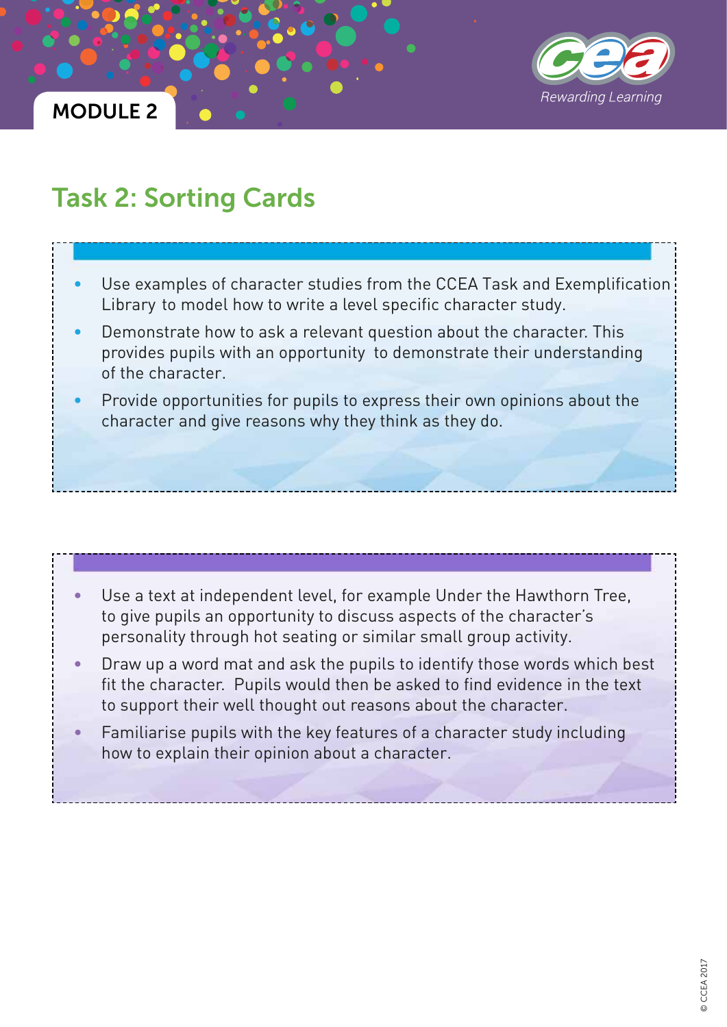MODULE 2

## Task 2: Sorting Cards

- Use examples of character studies from the CCEA Task and Exemplification Library to model how to write a level specific character study.
- Demonstrate how to ask a relevant question about the character. This provides pupils with an opportunity to demonstrate their understanding of the character.
- Provide opportunities for pupils to express their own opinions about the character and give reasons why they think as they do.

---

- Use a text at independent level, for example Under the Hawthorn Tree, to give pupils an opportunity to discuss aspects of the character's personality through hot seating or similar small group activity.
- Draw up a word mat and ask the pupils to identify those words which best fit the character. Pupils would then be asked to find evidence in the text to support their well thought out reasons about the character.
- Familiarise pupils with the key features of a character study including how to explain their opinion about a character.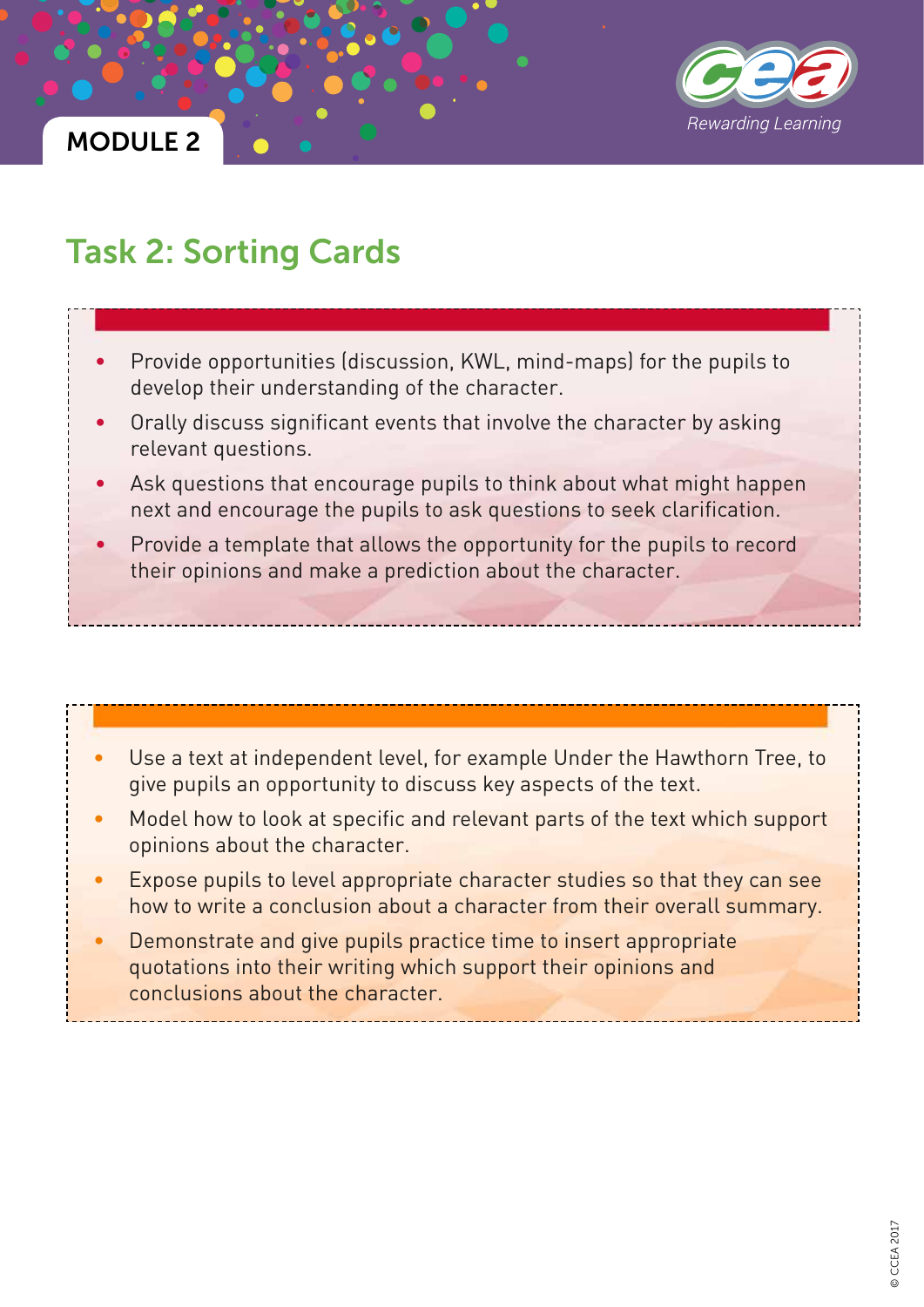## Task 2: Sorting Cards

- Provide opportunities (discussion, KWL, mind-maps) for the pupils to develop their understanding of the character.
- Orally discuss significant events that involve the character by asking relevant questions.
- Ask questions that encourage pupils to think about what might happen next and encourage the pupils to ask questions to seek clarification.
- Provide a template that allows the opportunity for the pupils to record their opinions and make a prediction about the character.

---

- Use a text at independent level, for example Under the Hawthorn Tree, to give pupils an opportunity to discuss key aspects of the text.
- Model how to look at specific and relevant parts of the text which support opinions about the character.
- Expose pupils to level appropriate character studies so that they can see how to write a conclusion about a character from their overall summary.
- Demonstrate and give pupils practice time to insert appropriate quotations into their writing which support their opinions and conclusions about the character.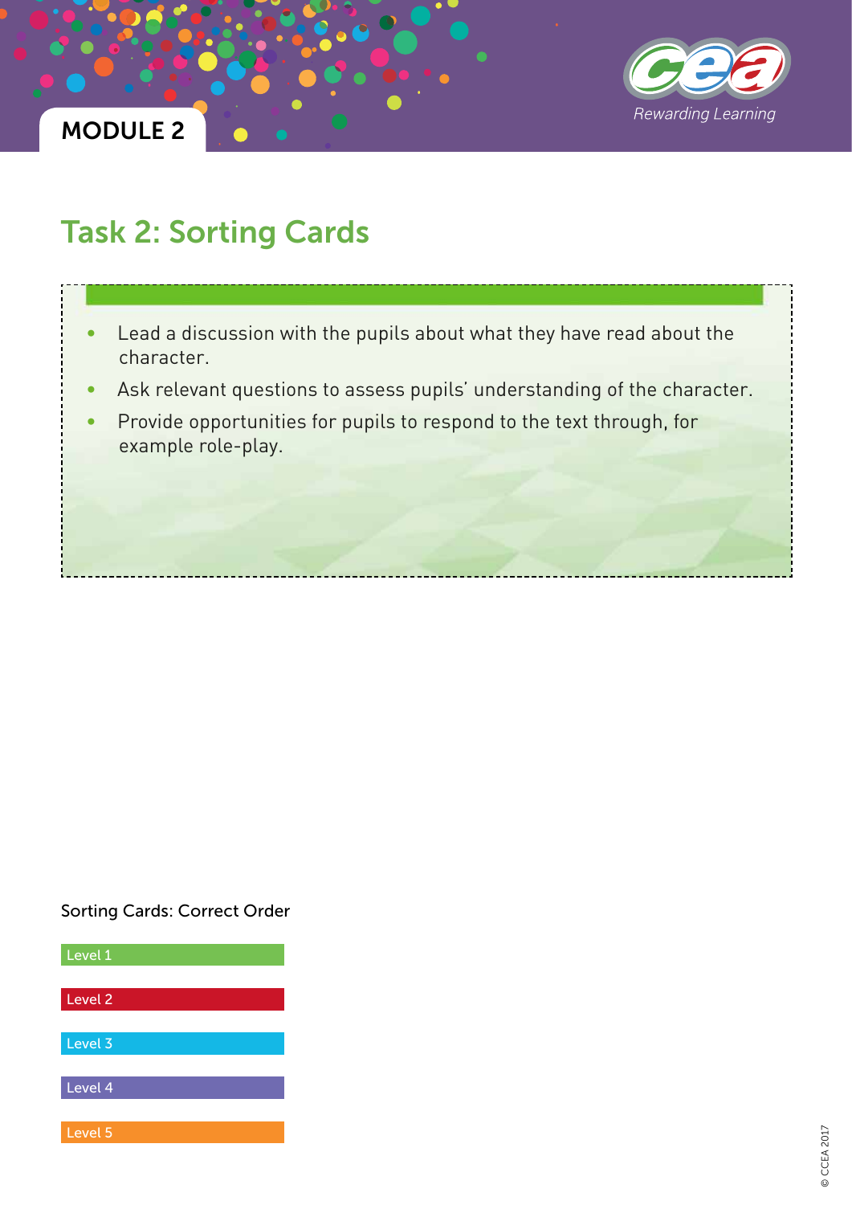MODULE 2

# Task 2: Sorting Cards

- Lead a discussion with the pupils about what they have read about the character.
- Ask relevant questions to assess pupils' understanding of the character.
- Provide opportunities for pupils to respond to the text through, for example role-play.

Sorting Cards: Correct Order

Level 1

Level 2

Level 3

Level 4

Level 5